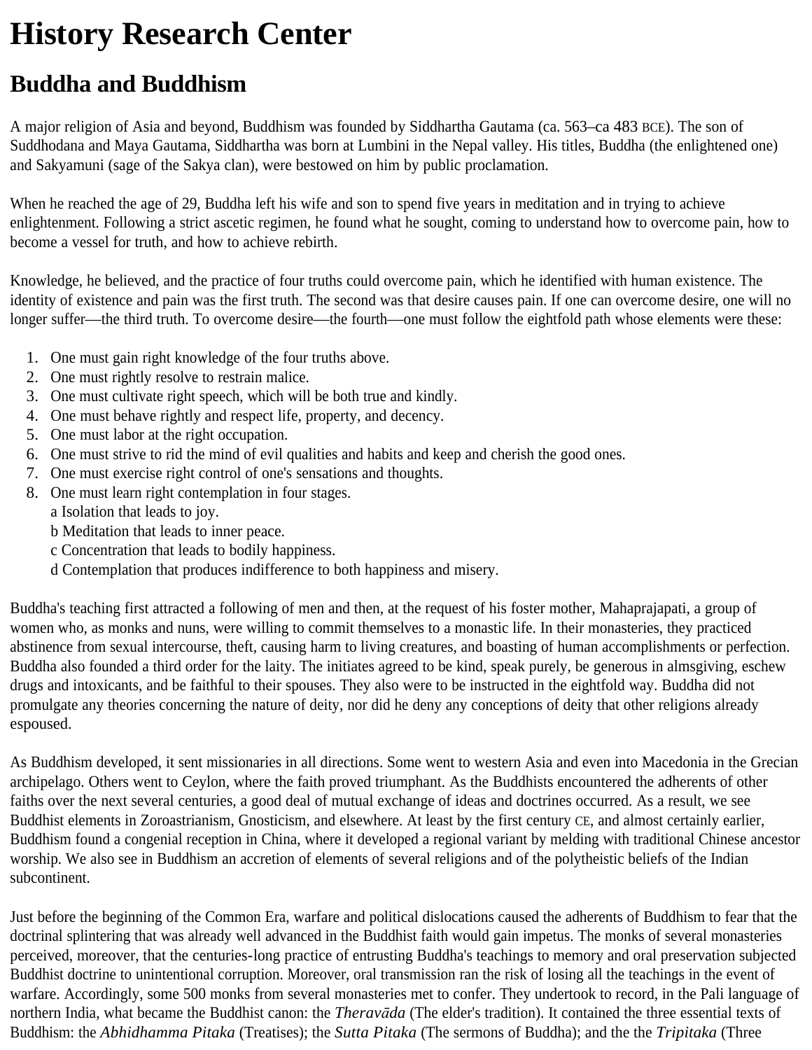# History Research Center

## Buddha and Buddhism

A major religion of Asia and beyond, Buddhism was founded by Siddhartha Gautama (ca. 563–ca 483 BCE). The son of Suddhodana and Maya Gautama, Siddhartha was born at Lumbini in the Nepal valley. His titles, Buddha (the enlightened one) and Sakyamuni (sage of the Sakya clan), were bestowed on him by public proclamation.

When he reached the age of 29, Buddha left his wife and son to spend five years in meditation and in trying to achieve enlightenment. Following a strict ascetic regimen, he found what he sought, coming to understand how to overcome pain, how to become a vessel for truth, and how to achieve rebirth.

Knowledge, he believed, and the practice of four truths could overcome pain, which he identified with human existence. The identity of existence and pain was the first truth. The second was that desire causes pain. If one can overcome desire, one will no longer suffer—the third truth. To overcome desire—the fourth—one must follow the eightfold path whose elements were these:

1. One must gain right knowledge of the four truths above.
2. One must rightly resolve to restrain malice.
3. One must cultivate right speech, which will be both true and kindly.
4. One must behave rightly and respect life, property, and decency.
5. One must labor at the right occupation.
6. One must strive to rid the mind of evil qualities and habits and keep and cherish the good ones.
7. One must exercise right control of one's sensations and thoughts.
8. One must learn right contemplation in four stages.
   a Isolation that leads to joy.
   b Meditation that leads to inner peace.
   c Concentration that leads to bodily happiness.
   d Contemplation that produces indifference to both happiness and misery.

Buddha's teaching first attracted a following of men and then, at the request of his foster mother, Mahaprajapati, a group of women who, as monks and nuns, were willing to commit themselves to a monastic life. In their monasteries, they practiced abstinence from sexual intercourse, theft, causing harm to living creatures, and boasting of human accomplishments or perfection. Buddha also founded a third order for the laity. The initiates agreed to be kind, speak purely, be generous in almsgiving, eschew drugs and intoxicants, and be faithful to their spouses. They also were to be instructed in the eightfold way. Buddha did not promulgate any theories concerning the nature of deity, nor did he deny any conceptions of deity that other religions already espoused.

As Buddhism developed, it sent missionaries in all directions. Some went to western Asia and even into Macedonia in the Grecian archipelago. Others went to Ceylon, where the faith proved triumphant. As the Buddhists encountered the adherents of other faiths over the next several centuries, a good deal of mutual exchange of ideas and doctrines occurred. As a result, we see Buddhist elements in Zoroastrianism, Gnosticism, and elsewhere. At least by the first century CE, and almost certainly earlier, Buddhism found a congenial reception in China, where it developed a regional variant by melding with traditional Chinese ancestor worship. We also see in Buddhism an accretion of elements of several religions and of the polytheistic beliefs of the Indian subcontinent.

Just before the beginning of the Common Era, warfare and political dislocations caused the adherents of Buddhism to fear that the doctrinal splintering that was already well advanced in the Buddhist faith would gain impetus. The monks of several monasteries perceived, moreover, that the centuries-long practice of entrusting Buddha's teachings to memory and oral preservation subjected Buddhist doctrine to unintentional corruption. Moreover, oral transmission ran the risk of losing all the teachings in the event of warfare. Accordingly, some 500 monks from several monasteries met to confer. They undertook to record, in the Pali language of northern India, what became the Buddhist canon: the *Theravāda* (The elder's tradition). It contained the three essential texts of Buddhism: the *Abhidhamma Pitaka* (Treatises); the *Sutta Pitaka* (The sermons of Buddha); and the the *Tripitaka* (Three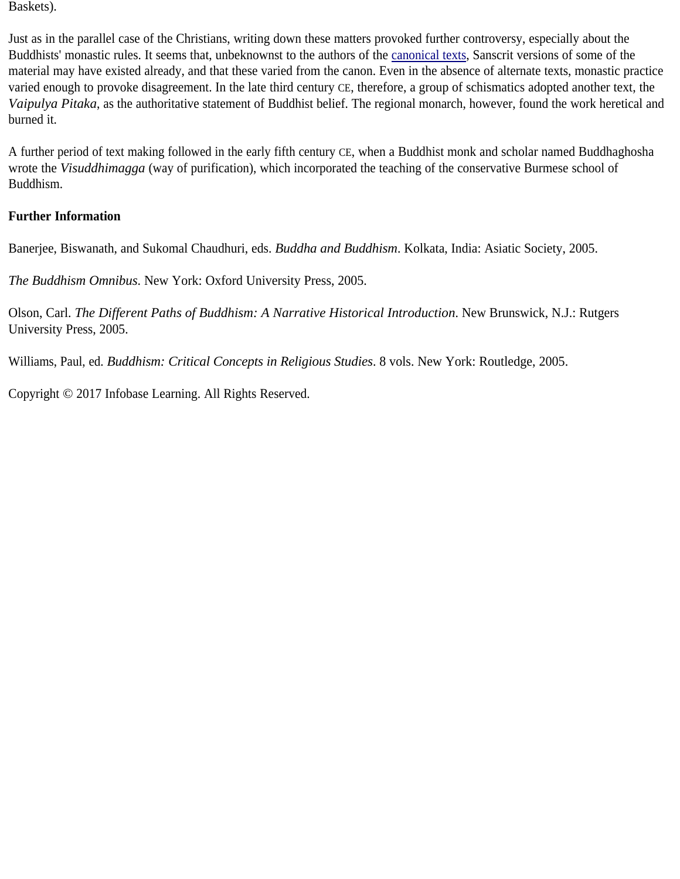Baskets).

Just as in the parallel case of the Christians, writing down these matters provoked further controversy, especially about the Buddhists' monastic rules. It seems that, unbeknownst to the authors of the canonical texts, Sanscrit versions of some of the material may have existed already, and that these varied from the canon. Even in the absence of alternate texts, monastic practice varied enough to provoke disagreement. In the late third century CE, therefore, a group of schismatics adopted another text, the *Vaipulya Pitaka*, as the authoritative statement of Buddhist belief. The regional monarch, however, found the work heretical and burned it.

A further period of text making followed in the early fifth century CE, when a Buddhist monk and scholar named Buddhaghosha wrote the *Visuddhimagga* (way of purification), which incorporated the teaching of the conservative Burmese school of Buddhism.

**Further Information**

Banerjee, Biswanath, and Sukomal Chaudhuri, eds. *Buddha and Buddhism*. Kolkata, India: Asiatic Society, 2005.

*The Buddhism Omnibus*. New York: Oxford University Press, 2005.

Olson, Carl. *The Different Paths of Buddhism: A Narrative Historical Introduction*. New Brunswick, N.J.: Rutgers University Press, 2005.

Williams, Paul, ed. *Buddhism: Critical Concepts in Religious Studies*. 8 vols. New York: Routledge, 2005.

Copyright © 2017 Infobase Learning. All Rights Reserved.